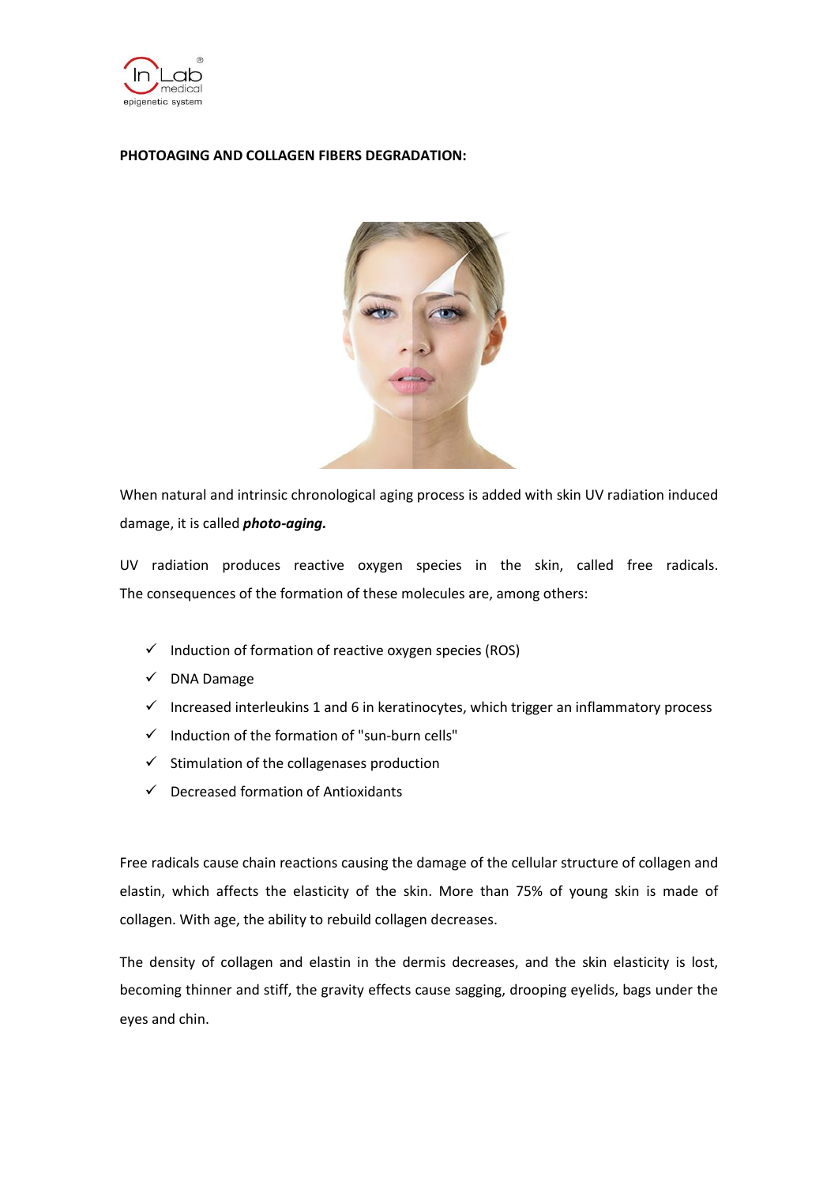**PHOTOAGING AND COLLAGEN FIBERS DEGRADATION:**

When natural and intrinsic chronological aging process is added with skin UV radiation induced damage, it is called ***photo-aging.***

UV radiation produces reactive oxygen species in the skin, called free radicals. The consequences of the formation of these molecules are, among others:

- ✓ Induction of formation of reactive oxygen species (ROS)
- ✓ DNA Damage
- ✓ Increased interleukins 1 and 6 in keratinocytes, which trigger an inflammatory process
- ✓ Induction of the formation of "sun-burn cells"
- ✓ Stimulation of the collagenases production
- ✓ Decreased formation of Antioxidants

Free radicals cause chain reactions causing the damage of the cellular structure of collagen and elastin, which affects the elasticity of the skin. More than 75% of young skin is made of collagen. With age, the ability to rebuild collagen decreases.

The density of collagen and elastin in the dermis decreases, and the skin elasticity is lost, becoming thinner and stiff, the gravity effects cause sagging, drooping eyelids, bags under the eyes and chin.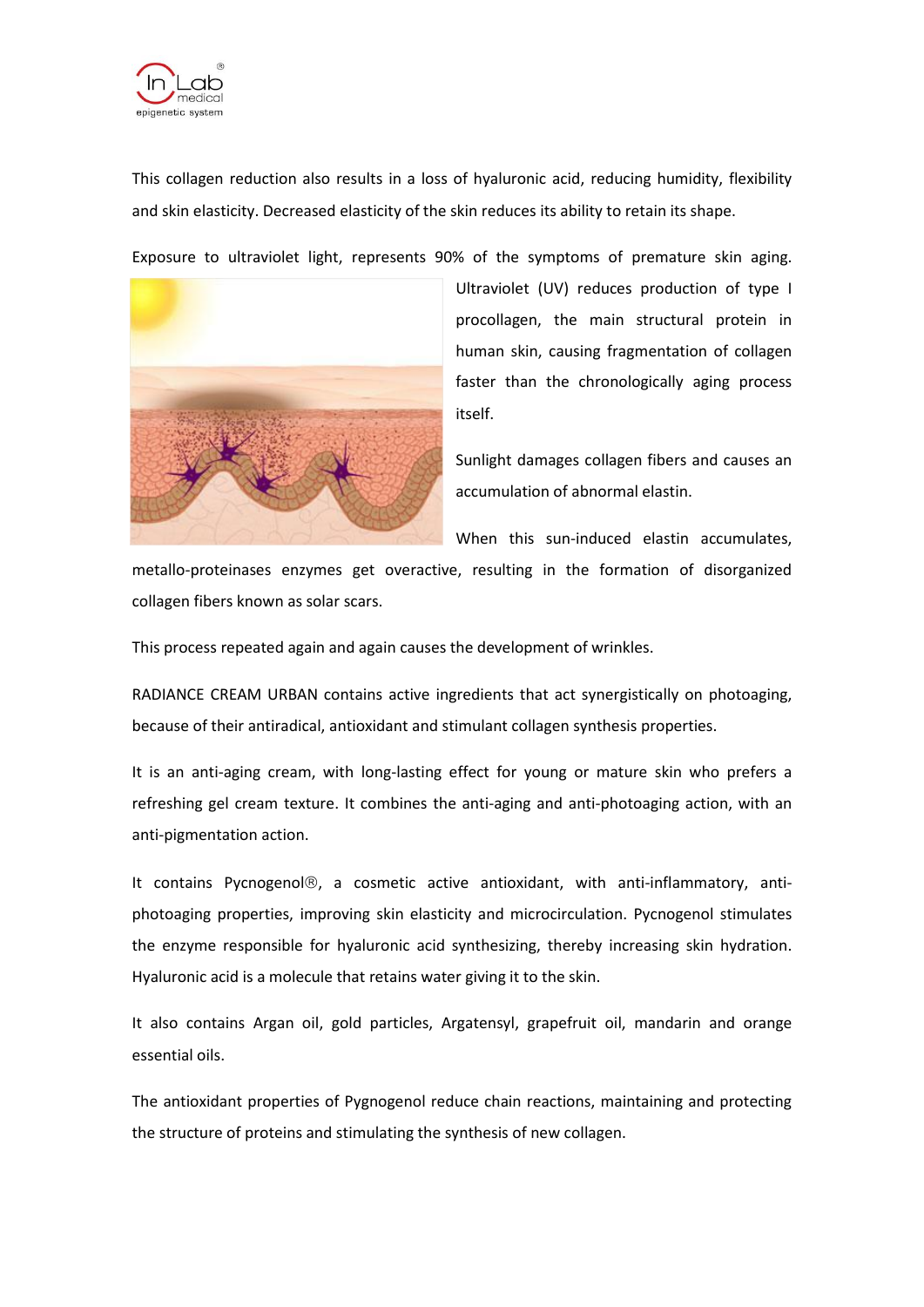This collagen reduction also results in a loss of hyaluronic acid, reducing humidity, flexibility and skin elasticity. Decreased elasticity of the skin reduces its ability to retain its shape.

Exposure to ultraviolet light, represents 90% of the symptoms of premature skin aging. Ultraviolet (UV) reduces production of type I procollagen, the main structural protein in human skin, causing fragmentation of collagen faster than the chronologically aging process itself.

Sunlight damages collagen fibers and causes an accumulation of abnormal elastin.

When this sun-induced elastin accumulates, metallo-proteinases enzymes get overactive, resulting in the formation of disorganized collagen fibers known as solar scars.

This process repeated again and again causes the development of wrinkles.

RADIANCE CREAM URBAN contains active ingredients that act synergistically on photoaging, because of their antiradical, antioxidant and stimulant collagen synthesis properties.

It is an anti-aging cream, with long-lasting effect for young or mature skin who prefers a refreshing gel cream texture. It combines the anti-aging and anti-photoaging action, with an anti-pigmentation action.

It contains Pycnogenol®, a cosmetic active antioxidant, with anti-inflammatory, anti-photoaging properties, improving skin elasticity and microcirculation. Pycnogenol stimulates the enzyme responsible for hyaluronic acid synthesizing, thereby increasing skin hydration. Hyaluronic acid is a molecule that retains water giving it to the skin.

It also contains Argan oil, gold particles, Argatensyl, grapefruit oil, mandarin and orange essential oils.

The antioxidant properties of Pygnogenol reduce chain reactions, maintaining and protecting the structure of proteins and stimulating the synthesis of new collagen.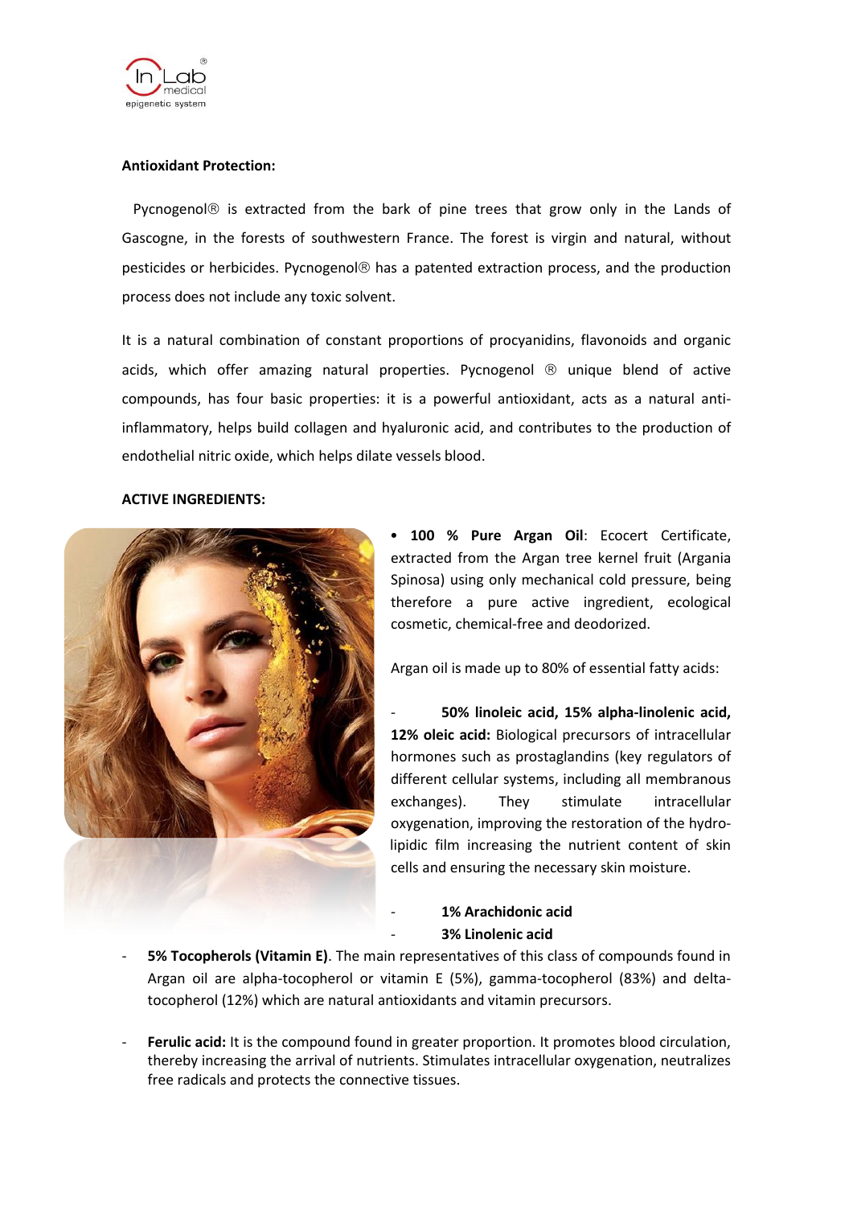**Antioxidant Protection:**

Pycnogenol® is extracted from the bark of pine trees that grow only in the Lands of Gascogne, in the forests of southwestern France. The forest is virgin and natural, without pesticides or herbicides. Pycnogenol® has a patented extraction process, and the production process does not include any toxic solvent.

It is a natural combination of constant proportions of procyanidins, flavonoids and organic acids, which offer amazing natural properties. Pycnogenol ® unique blend of active compounds, has four basic properties: it is a powerful antioxidant, acts as a natural anti-inflammatory, helps build collagen and hyaluronic acid, and contributes to the production of endothelial nitric oxide, which helps dilate vessels blood.

**ACTIVE INGREDIENTS:**

• **100 % Pure Argan Oil**: Ecocert Certificate, extracted from the Argan tree kernel fruit (Argania Spinosa) using only mechanical cold pressure, being therefore a pure active ingredient, ecological cosmetic, chemical-free and deodorized.

Argan oil is made up to 80% of essential fatty acids:

- **50% linoleic acid, 15% alpha-linolenic acid, 12% oleic acid:** Biological precursors of intracellular hormones such as prostaglandins (key regulators of different cellular systems, including all membranous exchanges). They stimulate intracellular oxygenation, improving the restoration of the hydro-lipidic film increasing the nutrient content of skin cells and ensuring the necessary skin moisture.
- **1% Arachidonic acid**
- **3% Linolenic acid**
- **5% Tocopherols (Vitamin E)**. The main representatives of this class of compounds found in Argan oil are alpha-tocopherol or vitamin E (5%), gamma-tocopherol (83%) and delta-tocopherol (12%) which are natural antioxidants and vitamin precursors.
- **Ferulic acid:** It is the compound found in greater proportion. It promotes blood circulation, thereby increasing the arrival of nutrients. Stimulates intracellular oxygenation, neutralizes free radicals and protects the connective tissues.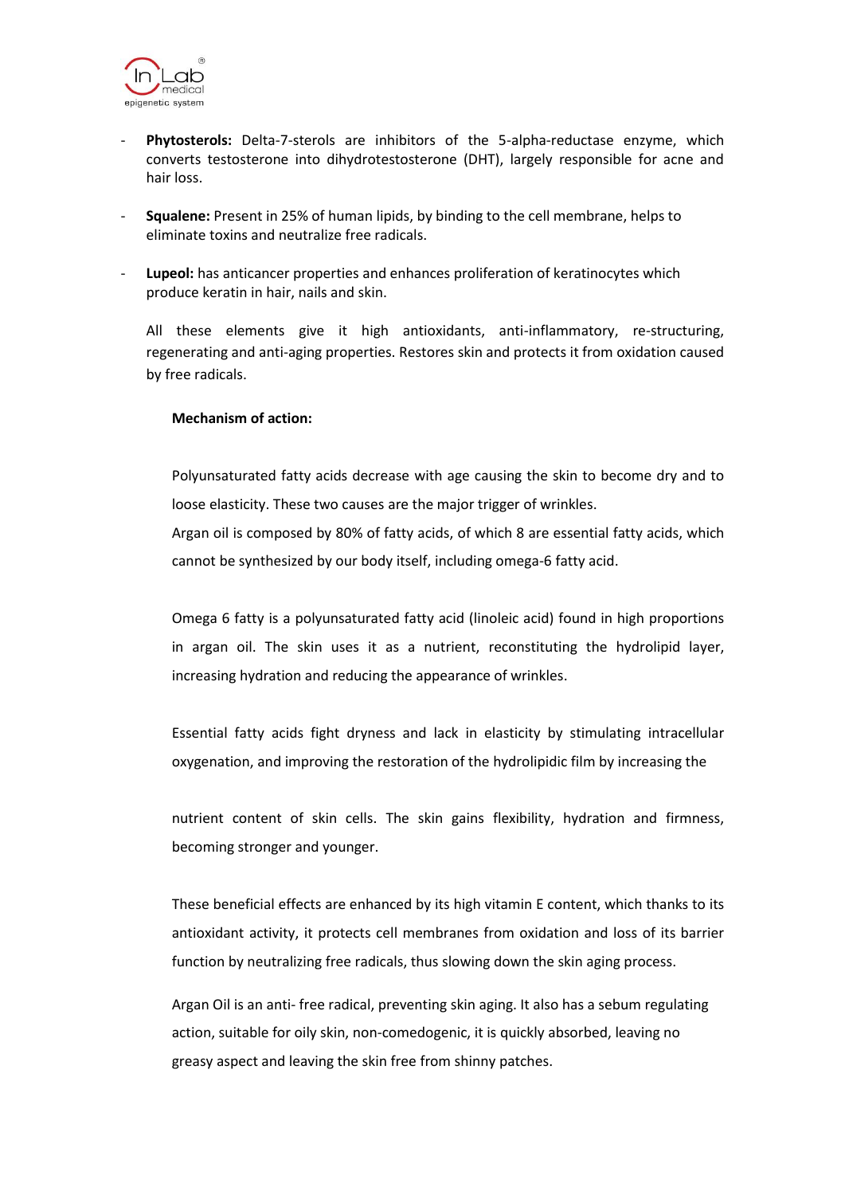- **Phytosterols:** Delta-7-sterols are inhibitors of the 5-alpha-reductase enzyme, which converts testosterone into dihydrotestosterone (DHT), largely responsible for acne and hair loss.

- **Squalene:** Present in 25% of human lipids, by binding to the cell membrane, helps to eliminate toxins and neutralize free radicals.

- **Lupeol:** has anticancer properties and enhances proliferation of keratinocytes which produce keratin in hair, nails and skin.

All these elements give it high antioxidants, anti-inflammatory, re-structuring, regenerating and anti-aging properties. Restores skin and protects it from oxidation caused by free radicals.

**Mechanism of action:**

Polyunsaturated fatty acids decrease with age causing the skin to become dry and to loose elasticity. These two causes are the major trigger of wrinkles.
Argan oil is composed by 80% of fatty acids, of which 8 are essential fatty acids, which cannot be synthesized by our body itself, including omega-6 fatty acid.

Omega 6 fatty is a polyunsaturated fatty acid (linoleic acid) found in high proportions in argan oil. The skin uses it as a nutrient, reconstituting the hydrolipid layer, increasing hydration and reducing the appearance of wrinkles.

Essential fatty acids fight dryness and lack in elasticity by stimulating intracellular oxygenation, and improving the restoration of the hydrolipidic film by increasing the nutrient content of skin cells. The skin gains flexibility, hydration and firmness, becoming stronger and younger.

These beneficial effects are enhanced by its high vitamin E content, which thanks to its antioxidant activity, it protects cell membranes from oxidation and loss of its barrier function by neutralizing free radicals, thus slowing down the skin aging process.

Argan Oil is an anti- free radical, preventing skin aging. It also has a sebum regulating action, suitable for oily skin, non-comedogenic, it is quickly absorbed, leaving no greasy aspect and leaving the skin free from shinny patches.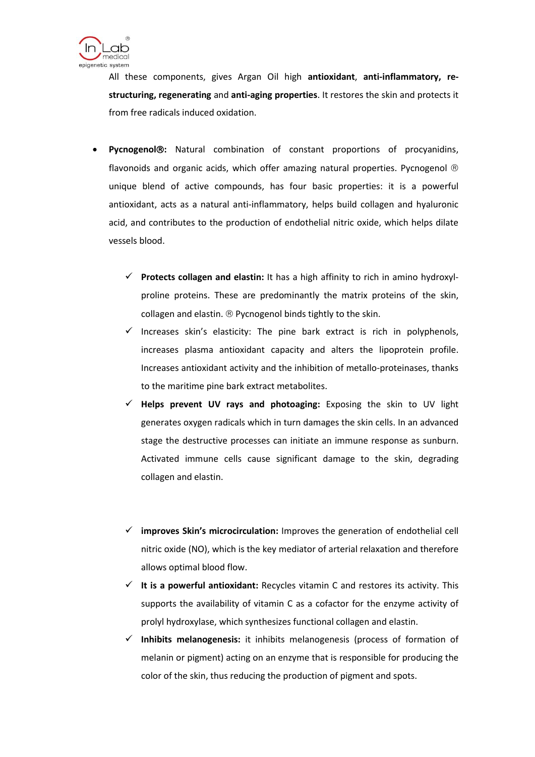All these components, gives Argan Oil high **antioxidant**, **anti-inflammatory, re-structuring, regenerating** and **anti-aging properties**. It restores the skin and protects it from free radicals induced oxidation.

- **Pycnogenol®:** Natural combination of constant proportions of procyanidins, flavonoids and organic acids, which offer amazing natural properties. Pycnogenol ® unique blend of active compounds, has four basic properties: it is a powerful antioxidant, acts as a natural anti-inflammatory, helps build collagen and hyaluronic acid, and contributes to the production of endothelial nitric oxide, which helps dilate vessels blood.

  - ✓ **Protects collagen and elastin:** It has a high affinity to rich in amino hydroxyl-proline proteins. These are predominantly the matrix proteins of the skin, collagen and elastin. ® Pycnogenol binds tightly to the skin.
  - ✓ Increases skin's elasticity: The pine bark extract is rich in polyphenols, increases plasma antioxidant capacity and alters the lipoprotein profile. Increases antioxidant activity and the inhibition of metallo-proteinases, thanks to the maritime pine bark extract metabolites.
  - ✓ **Helps prevent UV rays and photoaging:** Exposing the skin to UV light generates oxygen radicals which in turn damages the skin cells. In an advanced stage the destructive processes can initiate an immune response as sunburn. Activated immune cells cause significant damage to the skin, degrading collagen and elastin.
  - ✓ **improves Skin's microcirculation:** Improves the generation of endothelial cell nitric oxide (NO), which is the key mediator of arterial relaxation and therefore allows optimal blood flow.
  - ✓ **It is a powerful antioxidant:** Recycles vitamin C and restores its activity. This supports the availability of vitamin C as a cofactor for the enzyme activity of prolyl hydroxylase, which synthesizes functional collagen and elastin.
  - ✓ **Inhibits melanogenesis:** it inhibits melanogenesis (process of formation of melanin or pigment) acting on an enzyme that is responsible for producing the color of the skin, thus reducing the production of pigment and spots.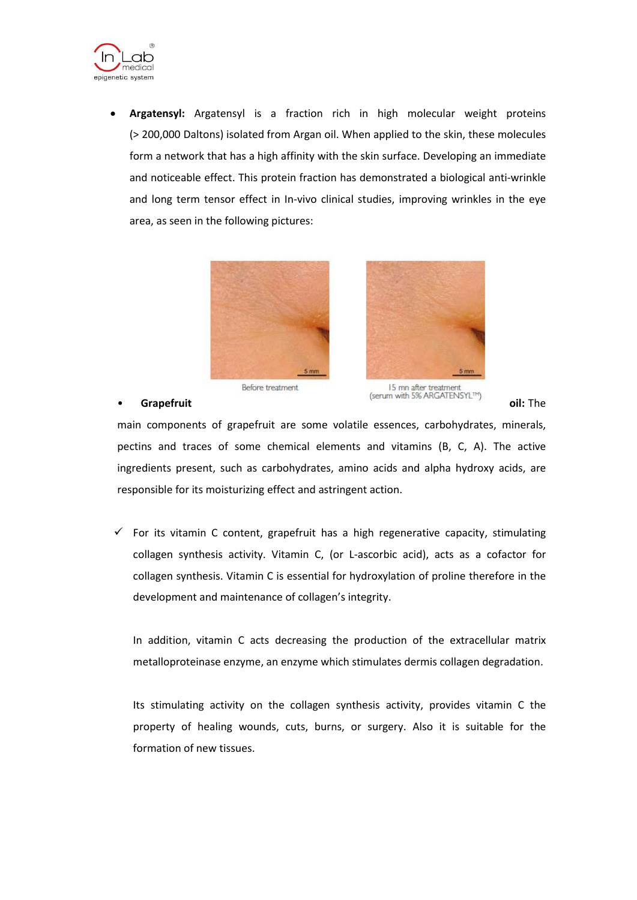- **Argatensyl:** Argatensyl is a fraction rich in high molecular weight proteins (> 200,000 Daltons) isolated from Argan oil. When applied to the skin, these molecules form a network that has a high affinity with the skin surface. Developing an immediate and noticeable effect. This protein fraction has demonstrated a biological anti-wrinkle and long term tensor effect in In-vivo clinical studies, improving wrinkles in the eye area, as seen in the following pictures:

Before treatment

15 mn after treatment (serum with 5% ARGATENSYL™)

- **Grapefruit oil:** The main components of grapefruit are some volatile essences, carbohydrates, minerals, pectins and traces of some chemical elements and vitamins (B, C, A). The active ingredients present, such as carbohydrates, amino acids and alpha hydroxy acids, are responsible for its moisturizing effect and astringent action.

✓ For its vitamin C content, grapefruit has a high regenerative capacity, stimulating collagen synthesis activity. Vitamin C, (or L-ascorbic acid), acts as a cofactor for collagen synthesis. Vitamin C is essential for hydroxylation of proline therefore in the development and maintenance of collagen's integrity.

In addition, vitamin C acts decreasing the production of the extracellular matrix metalloproteinase enzyme, an enzyme which stimulates dermis collagen degradation.

Its stimulating activity on the collagen synthesis activity, provides vitamin C the property of healing wounds, cuts, burns, or surgery. Also it is suitable for the formation of new tissues.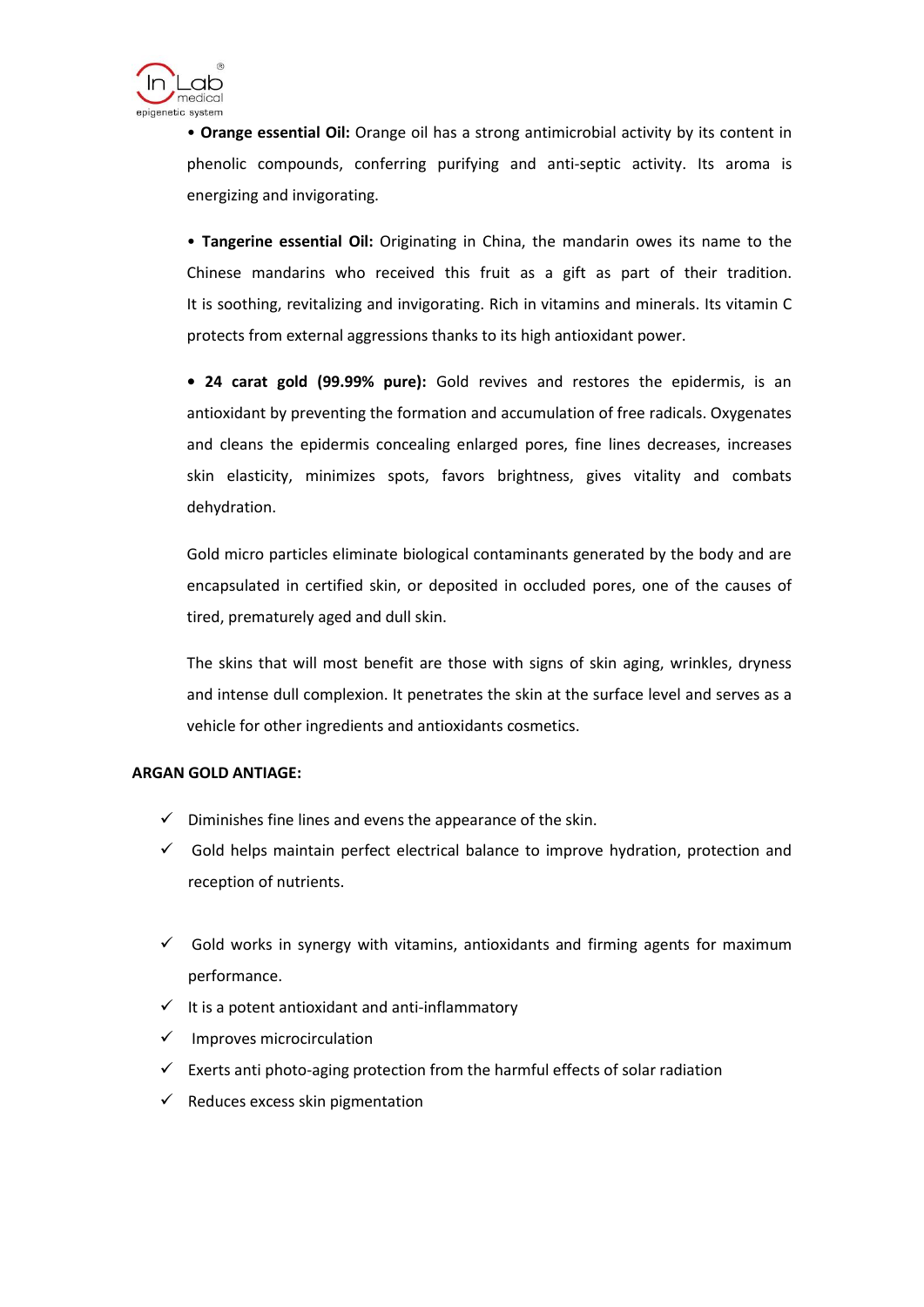• **Orange essential Oil:** Orange oil has a strong antimicrobial activity by its content in phenolic compounds, conferring purifying and anti-septic activity. Its aroma is energizing and invigorating.

• **Tangerine essential Oil:** Originating in China, the mandarin owes its name to the Chinese mandarins who received this fruit as a gift as part of their tradition. It is soothing, revitalizing and invigorating. Rich in vitamins and minerals. Its vitamin C protects from external aggressions thanks to its high antioxidant power.

• **24 carat gold (99.99% pure):** Gold revives and restores the epidermis, is an antioxidant by preventing the formation and accumulation of free radicals. Oxygenates and cleans the epidermis concealing enlarged pores, fine lines decreases, increases skin elasticity, minimizes spots, favors brightness, gives vitality and combats dehydration.

Gold micro particles eliminate biological contaminants generated by the body and are encapsulated in certified skin, or deposited in occluded pores, one of the causes of tired, prematurely aged and dull skin.

The skins that will most benefit are those with signs of skin aging, wrinkles, dryness and intense dull complexion. It penetrates the skin at the surface level and serves as a vehicle for other ingredients and antioxidants cosmetics.

**ARGAN GOLD ANTIAGE:**

- ✓ Diminishes fine lines and evens the appearance of the skin.
- ✓ Gold helps maintain perfect electrical balance to improve hydration, protection and reception of nutrients.
- ✓ Gold works in synergy with vitamins, antioxidants and firming agents for maximum performance.
- ✓ It is a potent antioxidant and anti-inflammatory
- ✓ Improves microcirculation
- ✓ Exerts anti photo-aging protection from the harmful effects of solar radiation
- ✓ Reduces excess skin pigmentation